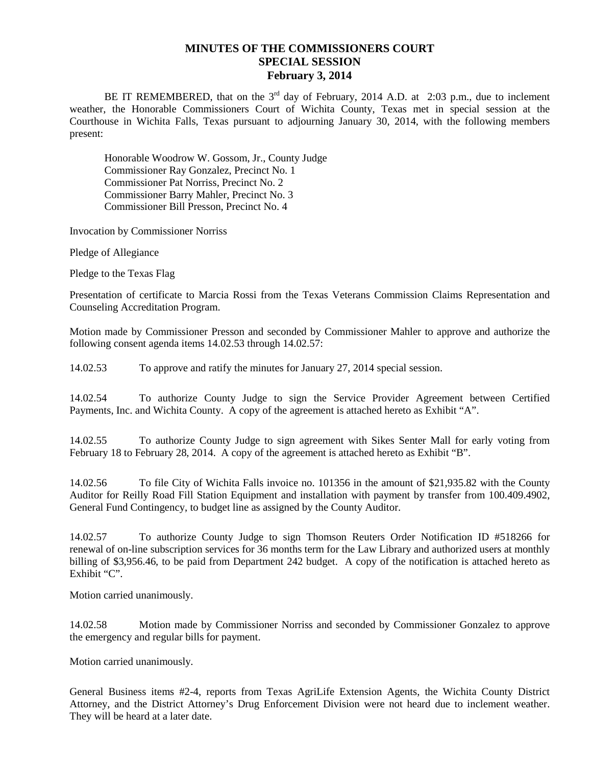# MINUTES OF THE COMMISSIONERS COURT
## SPECIAL SESSION
### February 3, 2014

BE IT REMEMBERED, that on the 3rd day of February, 2014 A.D. at 2:03 p.m., due to inclement weather, the Honorable Commissioners Court of Wichita County, Texas met in special session at the Courthouse in Wichita Falls, Texas pursuant to adjourning January 30, 2014, with the following members present:

Honorable Woodrow W. Gossom, Jr., County Judge
Commissioner Ray Gonzalez, Precinct No. 1
Commissioner Pat Norriss, Precinct No. 2
Commissioner Barry Mahler, Precinct No. 3
Commissioner Bill Presson, Precinct No. 4

Invocation by Commissioner Norriss

Pledge of Allegiance

Pledge to the Texas Flag

Presentation of certificate to Marcia Rossi from the Texas Veterans Commission Claims Representation and Counseling Accreditation Program.

Motion made by Commissioner Presson and seconded by Commissioner Mahler to approve and authorize the following consent agenda items 14.02.53 through 14.02.57:

14.02.53 To approve and ratify the minutes for January 27, 2014 special session.

14.02.54 To authorize County Judge to sign the Service Provider Agreement between Certified Payments, Inc. and Wichita County. A copy of the agreement is attached hereto as Exhibit "A".

14.02.55 To authorize County Judge to sign agreement with Sikes Senter Mall for early voting from February 18 to February 28, 2014. A copy of the agreement is attached hereto as Exhibit "B".

14.02.56 To file City of Wichita Falls invoice no. 101356 in the amount of $21,935.82 with the County Auditor for Reilly Road Fill Station Equipment and installation with payment by transfer from 100.409.4902, General Fund Contingency, to budget line as assigned by the County Auditor.

14.02.57 To authorize County Judge to sign Thomson Reuters Order Notification ID #518266 for renewal of on-line subscription services for 36 months term for the Law Library and authorized users at monthly billing of $3,956.46, to be paid from Department 242 budget. A copy of the notification is attached hereto as Exhibit "C".

Motion carried unanimously.

14.02.58 Motion made by Commissioner Norriss and seconded by Commissioner Gonzalez to approve the emergency and regular bills for payment.

Motion carried unanimously.

General Business items #2-4, reports from Texas AgriLife Extension Agents, the Wichita County District Attorney, and the District Attorney's Drug Enforcement Division were not heard due to inclement weather. They will be heard at a later date.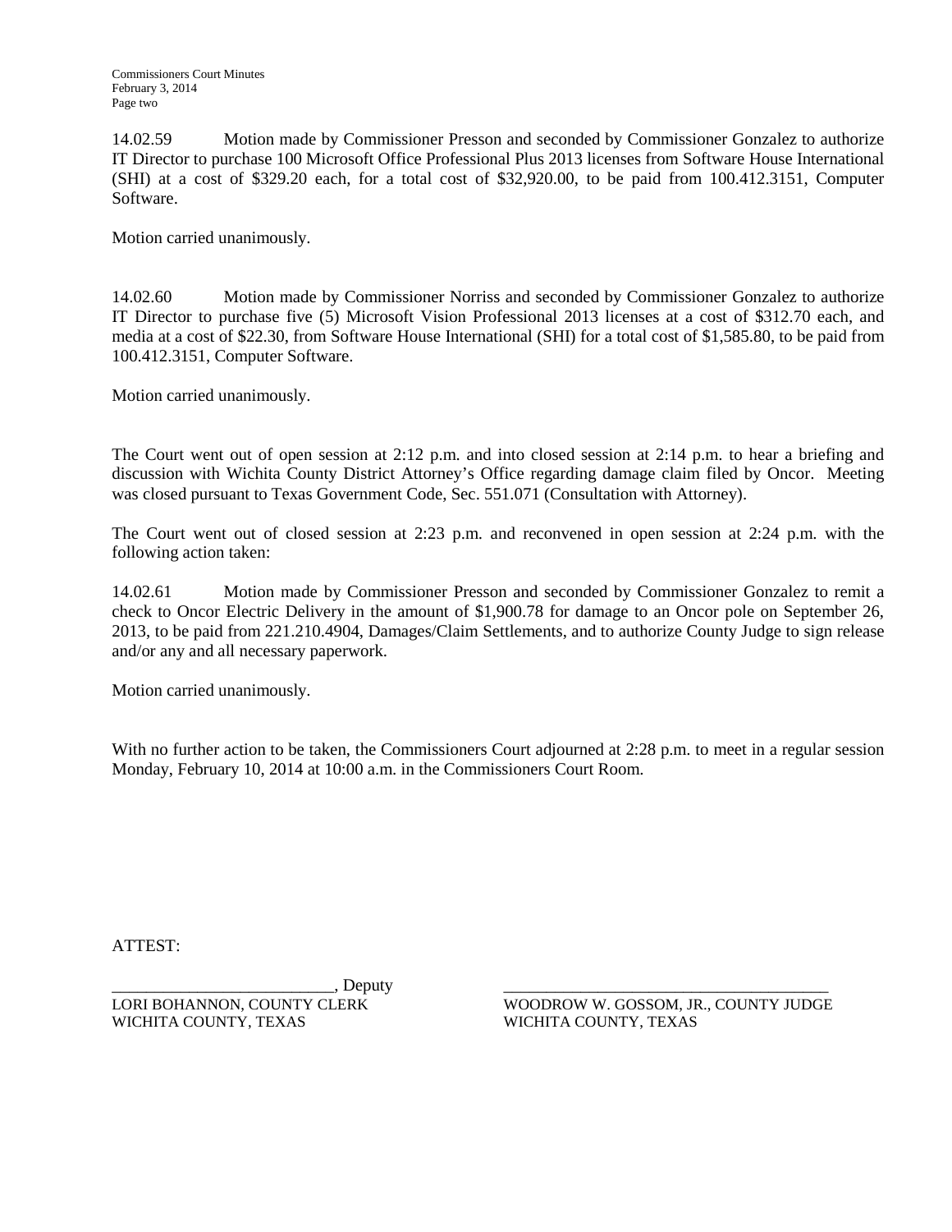14.02.59 Motion made by Commissioner Presson and seconded by Commissioner Gonzalez to authorize IT Director to purchase 100 Microsoft Office Professional Plus 2013 licenses from Software House International (SHI) at a cost of $329.20 each, for a total cost of $32,920.00, to be paid from 100.412.3151, Computer Software.

Motion carried unanimously.

14.02.60 Motion made by Commissioner Norriss and seconded by Commissioner Gonzalez to authorize IT Director to purchase five (5) Microsoft Vision Professional 2013 licenses at a cost of $312.70 each, and media at a cost of $22.30, from Software House International (SHI) for a total cost of $1,585.80, to be paid from 100.412.3151, Computer Software.

Motion carried unanimously.

The Court went out of open session at 2:12 p.m. and into closed session at 2:14 p.m. to hear a briefing and discussion with Wichita County District Attorney's Office regarding damage claim filed by Oncor. Meeting was closed pursuant to Texas Government Code, Sec. 551.071 (Consultation with Attorney).

The Court went out of closed session at 2:23 p.m. and reconvened in open session at 2:24 p.m. with the following action taken:

14.02.61 Motion made by Commissioner Presson and seconded by Commissioner Gonzalez to remit a check to Oncor Electric Delivery in the amount of $1,900.78 for damage to an Oncor pole on September 26, 2013, to be paid from 221.210.4904, Damages/Claim Settlements, and to authorize County Judge to sign release and/or any and all necessary paperwork.

Motion carried unanimously.

With no further action to be taken, the Commissioners Court adjourned at 2:28 p.m. to meet in a regular session Monday, February 10, 2014 at 10:00 a.m. in the Commissioners Court Room.

ATTEST:

___________________________, Deputy
LORI BOHANNON, COUNTY CLERK
WICHITA COUNTY, TEXAS

_______________________________________
WOODROW W. GOSSOM, JR., COUNTY JUDGE
WICHITA COUNTY, TEXAS